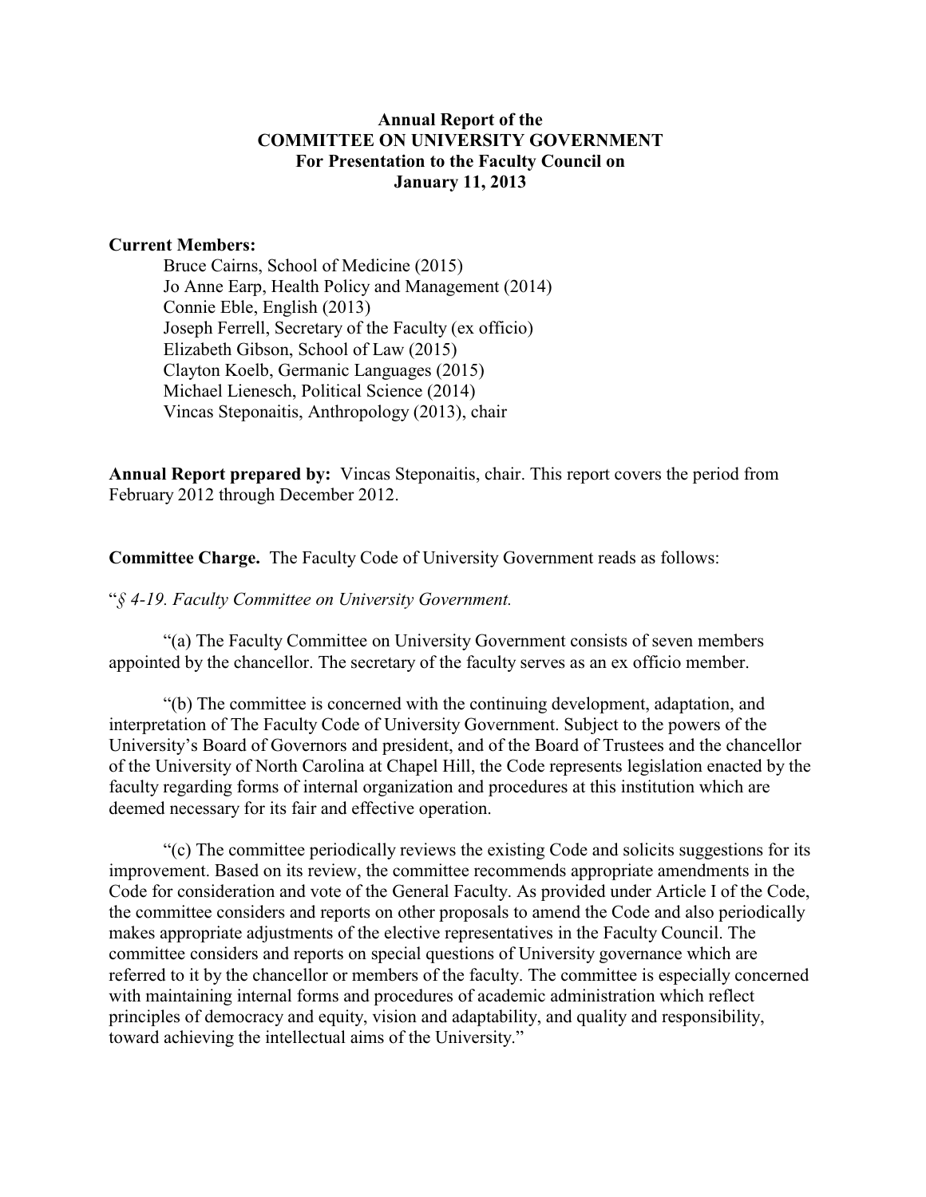**Annual Report of the**
**COMMITTEE ON UNIVERSITY GOVERNMENT**
**For Presentation to the Faculty Council on**
**January 11, 2013**

**Current Members:**

Bruce Cairns, School of Medicine (2015)
Jo Anne Earp, Health Policy and Management (2014)
Connie Eble, English (2013)
Joseph Ferrell, Secretary of the Faculty (ex officio)
Elizabeth Gibson, School of Law (2015)
Clayton Koelb, Germanic Languages (2015)
Michael Lienesch, Political Science (2014)
Vincas Steponaitis, Anthropology (2013), chair

**Annual Report prepared by:** Vincas Steponaitis, chair. This report covers the period from February 2012 through December 2012.

**Committee Charge.** The Faculty Code of University Government reads as follows:

"*§ 4-19. Faculty Committee on University Government.*

"(a) The Faculty Committee on University Government consists of seven members appointed by the chancellor. The secretary of the faculty serves as an ex officio member.

"(b) The committee is concerned with the continuing development, adaptation, and interpretation of The Faculty Code of University Government. Subject to the powers of the University's Board of Governors and president, and of the Board of Trustees and the chancellor of the University of North Carolina at Chapel Hill, the Code represents legislation enacted by the faculty regarding forms of internal organization and procedures at this institution which are deemed necessary for its fair and effective operation.

"(c) The committee periodically reviews the existing Code and solicits suggestions for its improvement. Based on its review, the committee recommends appropriate amendments in the Code for consideration and vote of the General Faculty. As provided under Article I of the Code, the committee considers and reports on other proposals to amend the Code and also periodically makes appropriate adjustments of the elective representatives in the Faculty Council. The committee considers and reports on special questions of University governance which are referred to it by the chancellor or members of the faculty. The committee is especially concerned with maintaining internal forms and procedures of academic administration which reflect principles of democracy and equity, vision and adaptability, and quality and responsibility, toward achieving the intellectual aims of the University."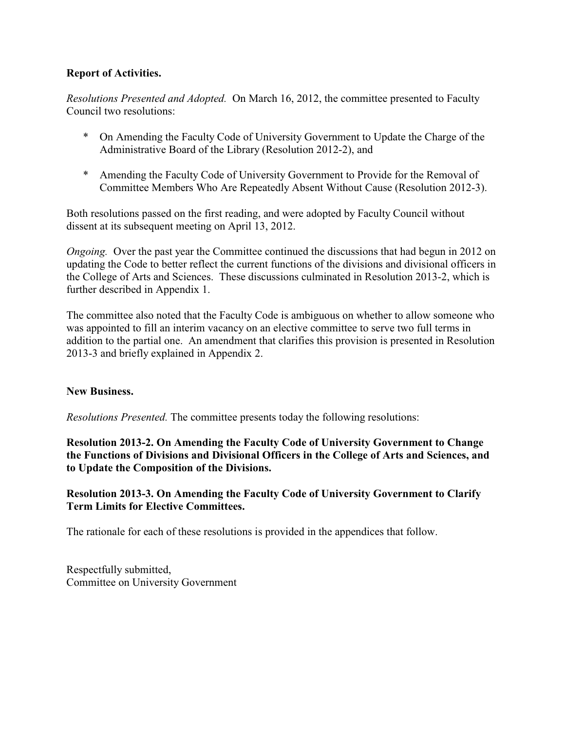**Report of Activities.**

*Resolutions Presented and Adopted.* On March 16, 2012, the committee presented to Faculty Council two resolutions:

* On Amending the Faculty Code of University Government to Update the Charge of the Administrative Board of the Library (Resolution 2012-2), and
* Amending the Faculty Code of University Government to Provide for the Removal of Committee Members Who Are Repeatedly Absent Without Cause (Resolution 2012-3).

Both resolutions passed on the first reading, and were adopted by Faculty Council without dissent at its subsequent meeting on April 13, 2012.

*Ongoing.* Over the past year the Committee continued the discussions that had begun in 2012 on updating the Code to better reflect the current functions of the divisions and divisional officers in the College of Arts and Sciences. These discussions culminated in Resolution 2013-2, which is further described in Appendix 1.

The committee also noted that the Faculty Code is ambiguous on whether to allow someone who was appointed to fill an interim vacancy on an elective committee to serve two full terms in addition to the partial one. An amendment that clarifies this provision is presented in Resolution 2013-3 and briefly explained in Appendix 2.

**New Business.**

*Resolutions Presented.* The committee presents today the following resolutions:

**Resolution 2013-2. On Amending the Faculty Code of University Government to Change the Functions of Divisions and Divisional Officers in the College of Arts and Sciences, and to Update the Composition of the Divisions.**

**Resolution 2013-3. On Amending the Faculty Code of University Government to Clarify Term Limits for Elective Committees.**

The rationale for each of these resolutions is provided in the appendices that follow.

Respectfully submitted,
Committee on University Government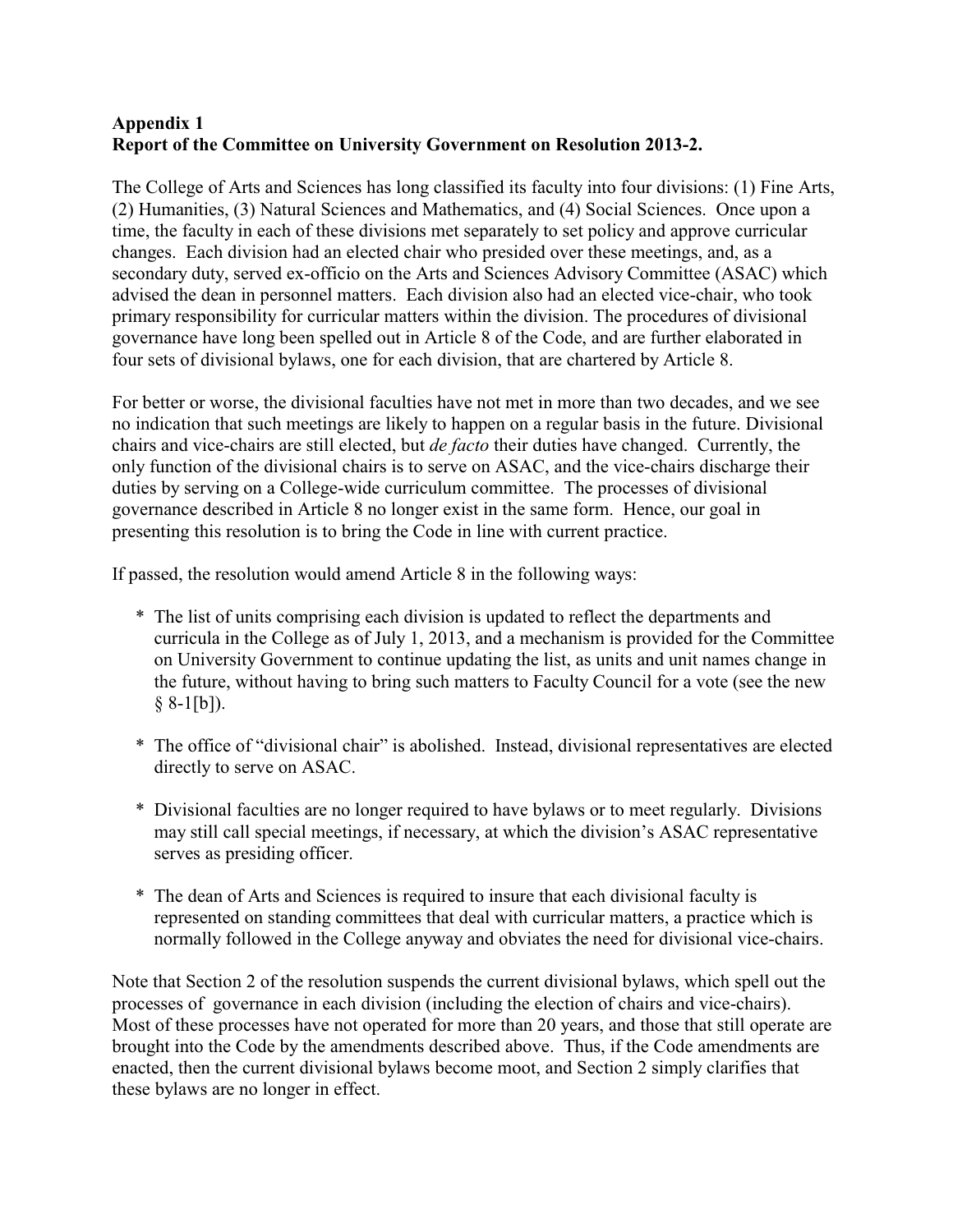**Appendix 1**
**Report of the Committee on University Government on Resolution 2013-2.**

The College of Arts and Sciences has long classified its faculty into four divisions: (1) Fine Arts, (2) Humanities, (3) Natural Sciences and Mathematics, and (4) Social Sciences. Once upon a time, the faculty in each of these divisions met separately to set policy and approve curricular changes. Each division had an elected chair who presided over these meetings, and, as a secondary duty, served ex-officio on the Arts and Sciences Advisory Committee (ASAC) which advised the dean in personnel matters. Each division also had an elected vice-chair, who took primary responsibility for curricular matters within the division. The procedures of divisional governance have long been spelled out in Article 8 of the Code, and are further elaborated in four sets of divisional bylaws, one for each division, that are chartered by Article 8.

For better or worse, the divisional faculties have not met in more than two decades, and we see no indication that such meetings are likely to happen on a regular basis in the future. Divisional chairs and vice-chairs are still elected, but *de facto* their duties have changed. Currently, the only function of the divisional chairs is to serve on ASAC, and the vice-chairs discharge their duties by serving on a College-wide curriculum committee. The processes of divisional governance described in Article 8 no longer exist in the same form. Hence, our goal in presenting this resolution is to bring the Code in line with current practice.

If passed, the resolution would amend Article 8 in the following ways:

* The list of units comprising each division is updated to reflect the departments and curricula in the College as of July 1, 2013, and a mechanism is provided for the Committee on University Government to continue updating the list, as units and unit names change in the future, without having to bring such matters to Faculty Council for a vote (see the new § 8-1[b]).

* The office of "divisional chair" is abolished. Instead, divisional representatives are elected directly to serve on ASAC.

* Divisional faculties are no longer required to have bylaws or to meet regularly. Divisions may still call special meetings, if necessary, at which the division's ASAC representative serves as presiding officer.

* The dean of Arts and Sciences is required to insure that each divisional faculty is represented on standing committees that deal with curricular matters, a practice which is normally followed in the College anyway and obviates the need for divisional vice-chairs.

Note that Section 2 of the resolution suspends the current divisional bylaws, which spell out the processes of governance in each division (including the election of chairs and vice-chairs). Most of these processes have not operated for more than 20 years, and those that still operate are brought into the Code by the amendments described above. Thus, if the Code amendments are enacted, then the current divisional bylaws become moot, and Section 2 simply clarifies that these bylaws are no longer in effect.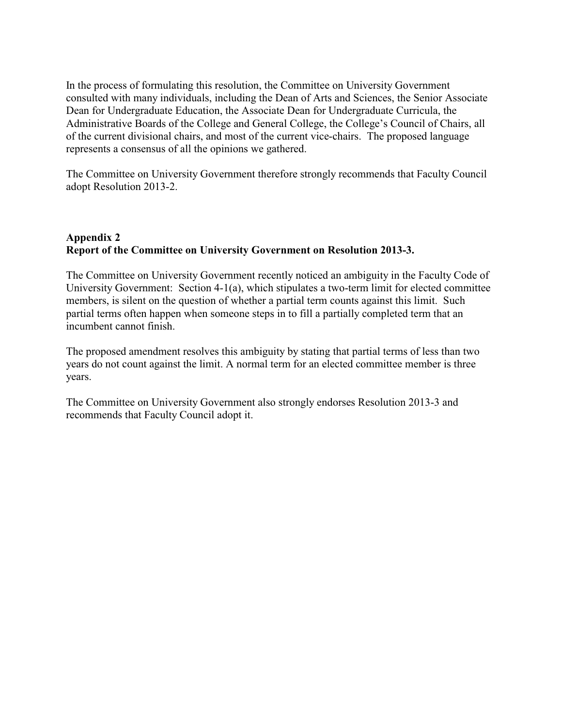In the process of formulating this resolution, the Committee on University Government consulted with many individuals, including the Dean of Arts and Sciences, the Senior Associate Dean for Undergraduate Education, the Associate Dean for Undergraduate Curricula, the Administrative Boards of the College and General College, the College's Council of Chairs, all of the current divisional chairs, and most of the current vice-chairs. The proposed language represents a consensus of all the opinions we gathered.

The Committee on University Government therefore strongly recommends that Faculty Council adopt Resolution 2013-2.

## Appendix 2
## Report of the Committee on University Government on Resolution 2013-3.

The Committee on University Government recently noticed an ambiguity in the Faculty Code of University Government: Section 4-1(a), which stipulates a two-term limit for elected committee members, is silent on the question of whether a partial term counts against this limit. Such partial terms often happen when someone steps in to fill a partially completed term that an incumbent cannot finish.

The proposed amendment resolves this ambiguity by stating that partial terms of less than two years do not count against the limit. A normal term for an elected committee member is three years.

The Committee on University Government also strongly endorses Resolution 2013-3 and recommends that Faculty Council adopt it.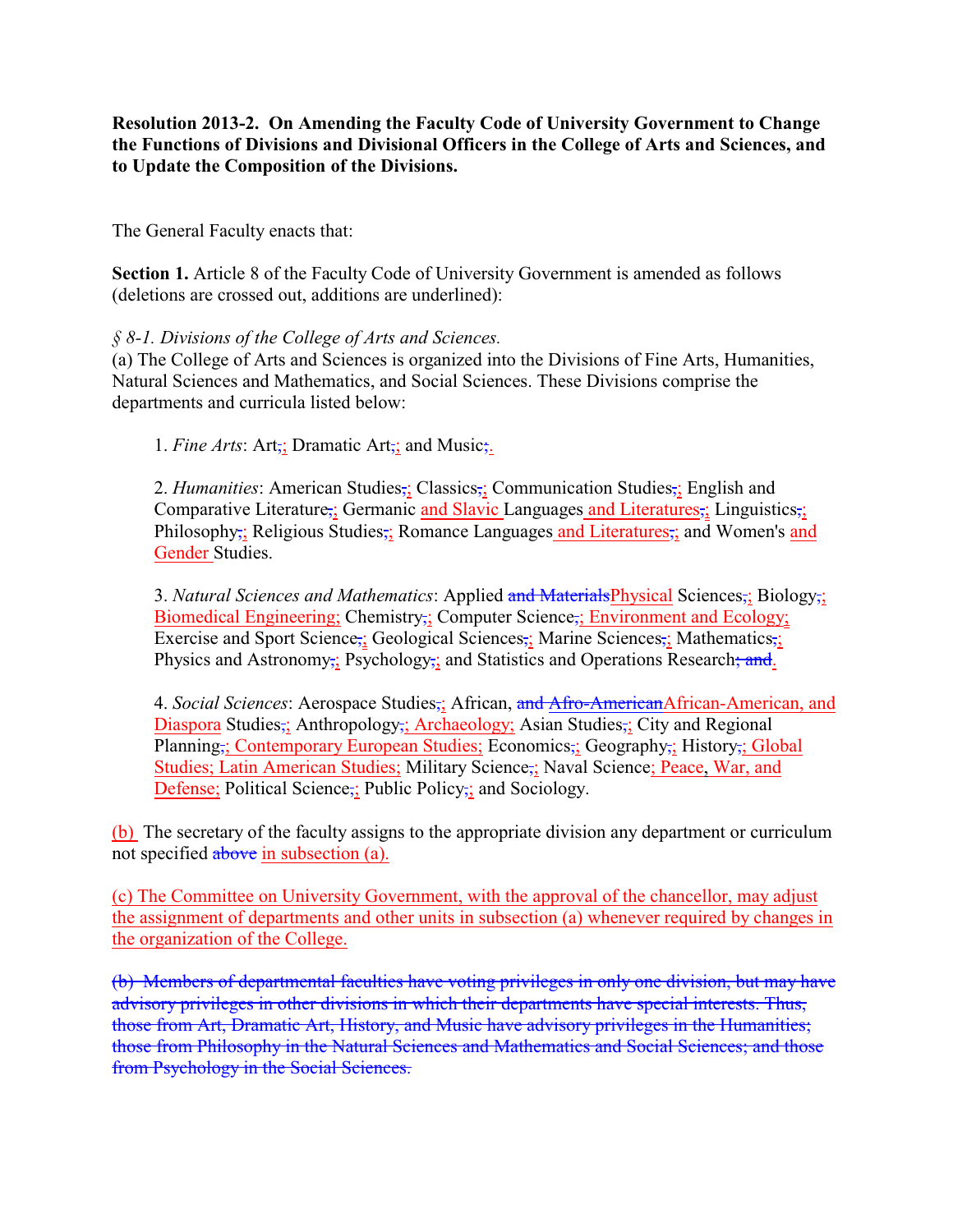**Resolution 2013-2. On Amending the Faculty Code of University Government to Change the Functions of Divisions and Divisional Officers in the College of Arts and Sciences, and to Update the Composition of the Divisions.**

The General Faculty enacts that:

**Section 1.** Article 8 of the Faculty Code of University Government is amended as follows (deletions are crossed out, additions are underlined):

*§ 8-1. Divisions of the College of Arts and Sciences.*

(a) The College of Arts and Sciences is organized into the Divisions of Fine Arts, Humanities, Natural Sciences and Mathematics, and Social Sciences. These Divisions comprise the departments and curricula listed below:

1. *Fine Arts*: Art~~,~~<u>;</u> Dramatic Art~~,~~<u>;</u> and Music~~;~~<u>.</u>

2. *Humanities*: American Studies~~,~~<u>;</u> Classics~~,~~<u>;</u> Communication Studies~~,~~<u>;</u> English and Comparative Literature~~,~~<u>;</u> Germanic <u>and Slavic</u> Languages <u>and Literatures</u>~~,~~<u>;</u> Linguistics~~,~~<u>;</u> Philosophy~~,~~<u>;</u> Religious Studies~~,~~<u>;</u> Romance Languages <u>and Literatures</u>~~,~~<u>;</u> and Women's <u>and Gender</u> Studies.

3. *Natural Sciences and Mathematics*: Applied ~~and Materials~~<u>Physical</u> Sciences~~,~~<u>;</u> Biology~~,~~<u>;</u> <u>Biomedical Engineering;</u> Chemistry~~,~~<u>;</u> Computer Science~~,~~<u>; Environment and Ecology;</u> Exercise and Sport Science~~,~~<u>;</u> Geological Sciences~~,~~<u>;</u> Marine Sciences~~,~~<u>;</u> Mathematics~~,~~<u>;</u> Physics and Astronomy~~,~~<u>;</u> Psychology~~,~~<u>;</u> and Statistics and Operations Research~~; and~~<u>.</u>

4. *Social Sciences*: Aerospace Studies~~,~~<u>;</u> African, ~~and Afro-American~~<u>African-American, and Diaspora</u> Studies~~,~~<u>;</u> Anthropology~~,~~<u>; Archaeology;</u> Asian Studies~~,~~<u>;</u> City and Regional Planning~~,~~<u>; Contemporary European Studies;</u> Economics~~,~~<u>;</u> Geography~~,~~<u>;</u> History~~,~~<u>; Global Studies; Latin American Studies;</u> Military Science~~,~~<u>;</u> Naval Science<u>; Peace, War, and Defense;</u> Political Science~~,~~<u>;</u> Public Policy~~,~~<u>;</u> and Sociology.

<u>(b)</u> The secretary of the faculty assigns to the appropriate division any department or curriculum not specified ~~above~~ <u>in subsection (a).</u>

<u>(c) The Committee on University Government, with the approval of the chancellor, may adjust the assignment of departments and other units in subsection (a) whenever required by changes in the organization of the College.</u>

~~(b) Members of departmental faculties have voting privileges in only one division, but may have advisory privileges in other divisions in which their departments have special interests. Thus, those from Art, Dramatic Art, History, and Music have advisory privileges in the Humanities; those from Philosophy in the Natural Sciences and Mathematics and Social Sciences; and those from Psychology in the Social Sciences.~~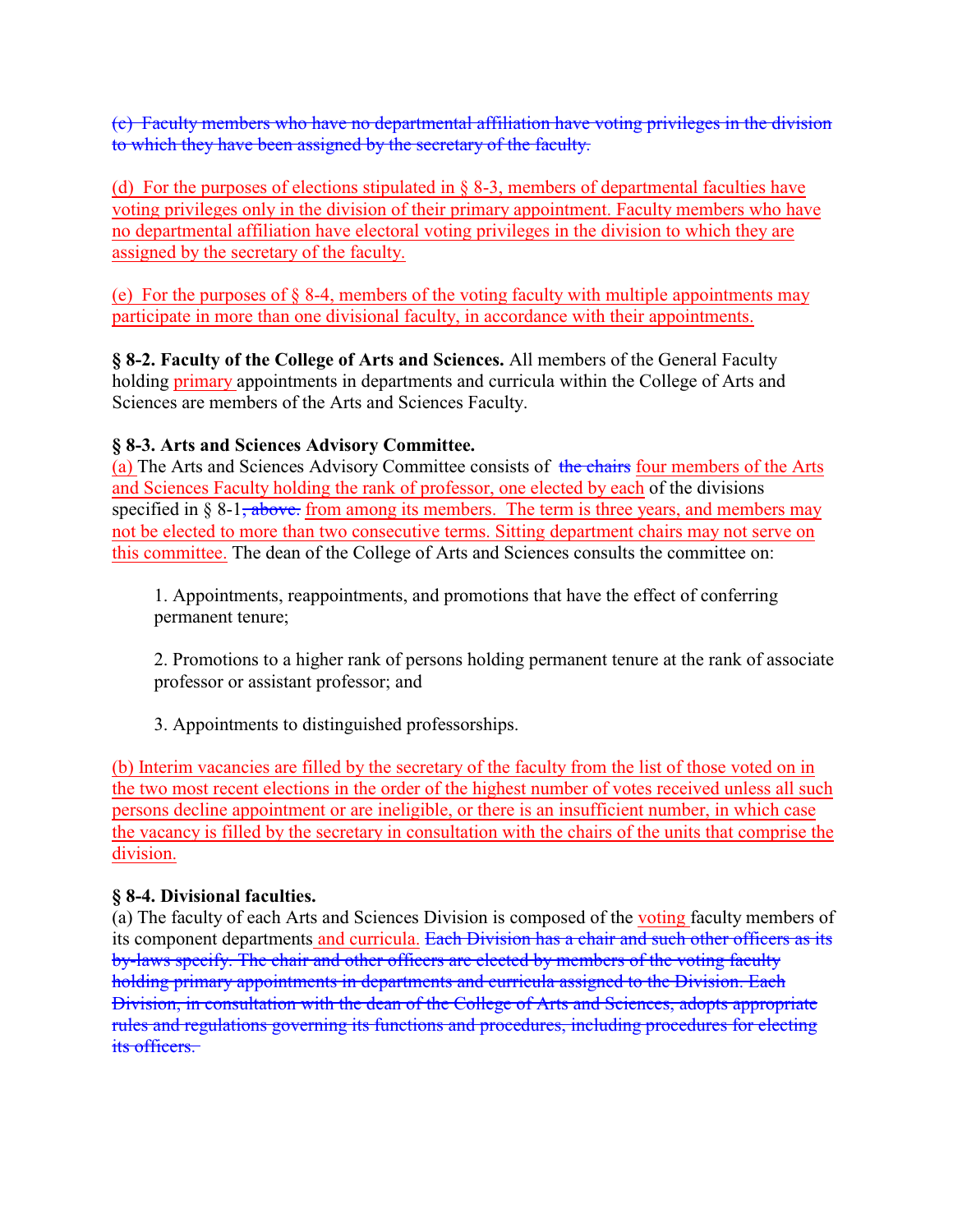~~(c) Faculty members who have no departmental affiliation have voting privileges in the division to which they have been assigned by the secretary of the faculty.~~

<u>(d) For the purposes of elections stipulated in § 8-3, members of departmental faculties have voting privileges only in the division of their primary appointment. Faculty members who have no departmental affiliation have electoral voting privileges in the division to which they are assigned by the secretary of the faculty.</u>

<u>(e) For the purposes of § 8-4, members of the voting faculty with multiple appointments may participate in more than one divisional faculty, in accordance with their appointments.</u>

**§ 8-2. Faculty of the College of Arts and Sciences.** All members of the General Faculty holding <u>primary</u> appointments in departments and curricula within the College of Arts and Sciences are members of the Arts and Sciences Faculty.

**§ 8-3. Arts and Sciences Advisory Committee.**
<u>(a)</u> The Arts and Sciences Advisory Committee consists of ~~the chairs~~ <u>four members of the Arts and Sciences Faculty holding the rank of professor, one elected by each</u> of the divisions specified in § 8-1~~, above.~~ <u>from among its members. The term is three years, and members may not be elected to more than two consecutive terms. Sitting department chairs may not serve on this committee.</u> The dean of the College of Arts and Sciences consults the committee on:

1. Appointments, reappointments, and promotions that have the effect of conferring permanent tenure;

2. Promotions to a higher rank of persons holding permanent tenure at the rank of associate professor or assistant professor; and

3. Appointments to distinguished professorships.

<u>(b) Interim vacancies are filled by the secretary of the faculty from the list of those voted on in the two most recent elections in the order of the highest number of votes received unless all such persons decline appointment or are ineligible, or there is an insufficient number, in which case the vacancy is filled by the secretary in consultation with the chairs of the units that comprise the division.</u>

**§ 8-4. Divisional faculties.**
(a) The faculty of each Arts and Sciences Division is composed of the <u>voting</u> faculty members of its component departments <u>and curricula.</u> ~~Each Division has a chair and such other officers as its by-laws specify. The chair and other officers are elected by members of the voting faculty holding primary appointments in departments and curricula assigned to the Division. Each Division, in consultation with the dean of the College of Arts and Sciences, adopts appropriate rules and regulations governing its functions and procedures, including procedures for electing its officers.~~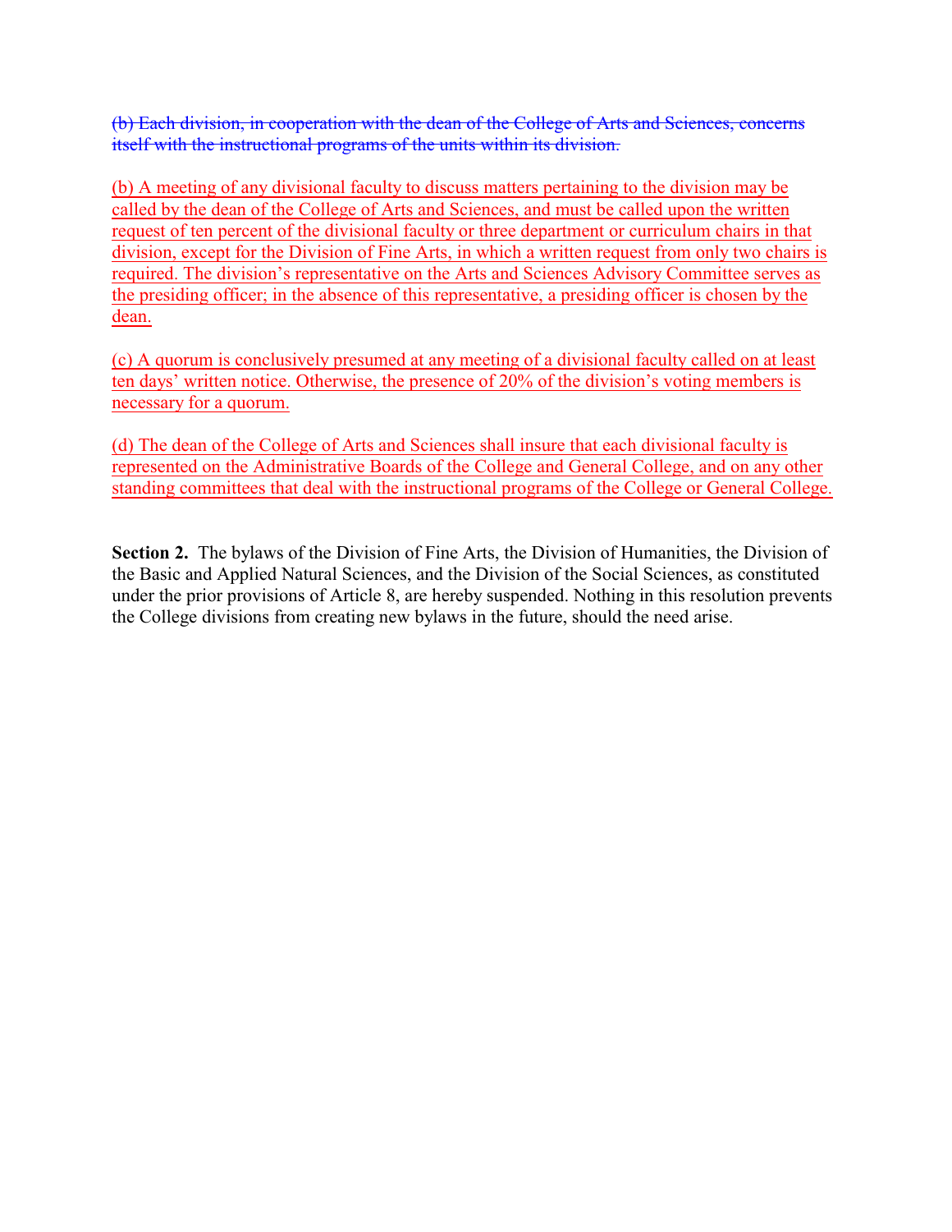~~(b) Each division, in cooperation with the dean of the College of Arts and Sciences, concerns itself with the instructional programs of the units within its division.~~

<u>(b) A meeting of any divisional faculty to discuss matters pertaining to the division may be called by the dean of the College of Arts and Sciences, and must be called upon the written request of ten percent of the divisional faculty or three department or curriculum chairs in that division, except for the Division of Fine Arts, in which a written request from only two chairs is required. The division's representative on the Arts and Sciences Advisory Committee serves as the presiding officer; in the absence of this representative, a presiding officer is chosen by the dean.</u>

<u>(c) A quorum is conclusively presumed at any meeting of a divisional faculty called on at least ten days' written notice. Otherwise, the presence of 20% of the division's voting members is necessary for a quorum.</u>

<u>(d) The dean of the College of Arts and Sciences shall insure that each divisional faculty is represented on the Administrative Boards of the College and General College, and on any other standing committees that deal with the instructional programs of the College or General College.</u>

**Section 2.** The bylaws of the Division of Fine Arts, the Division of Humanities, the Division of the Basic and Applied Natural Sciences, and the Division of the Social Sciences, as constituted under the prior provisions of Article 8, are hereby suspended. Nothing in this resolution prevents the College divisions from creating new bylaws in the future, should the need arise.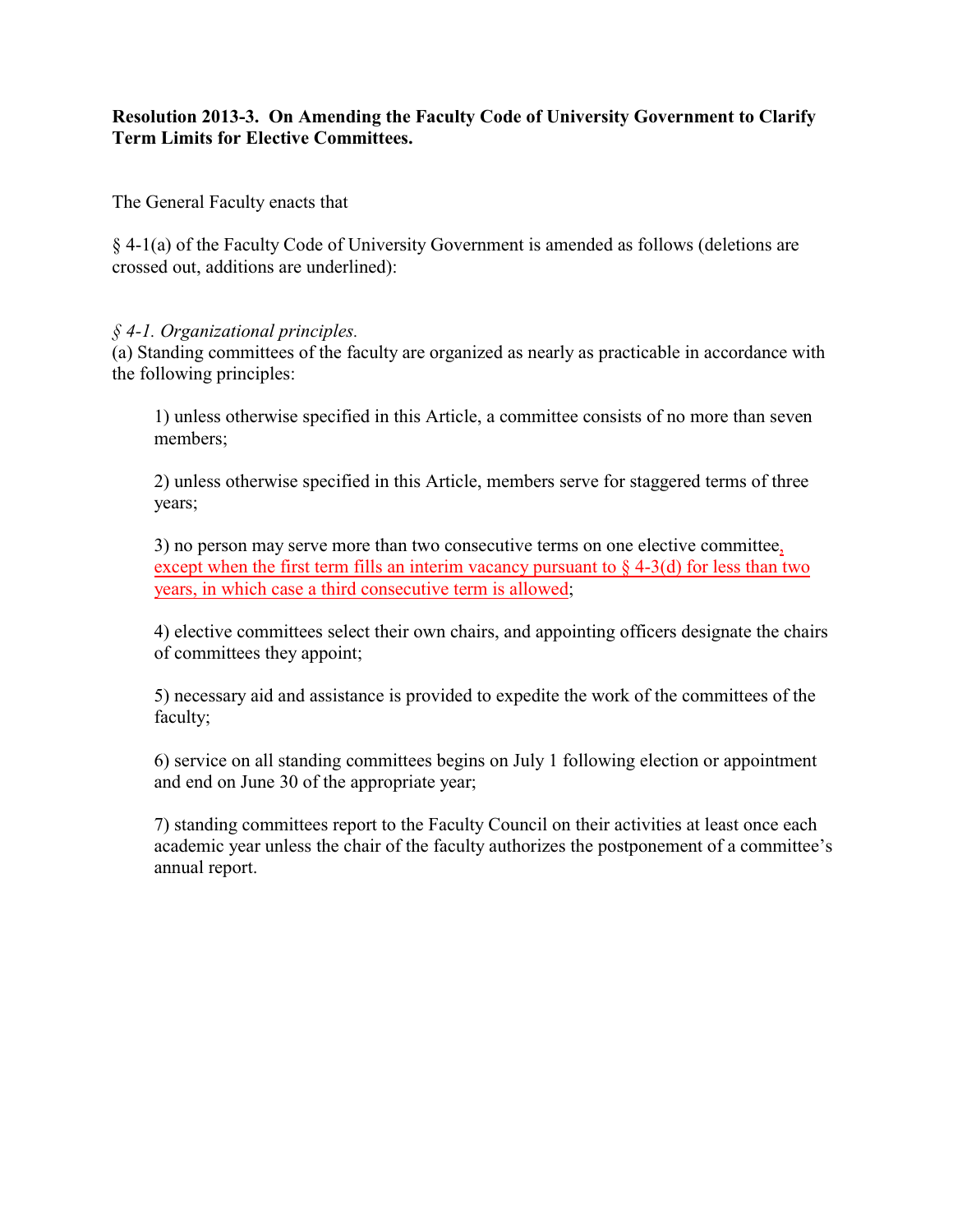**Resolution 2013-3. On Amending the Faculty Code of University Government to Clarify Term Limits for Elective Committees.**

The General Faculty enacts that

§ 4-1(a) of the Faculty Code of University Government is amended as follows (deletions are crossed out, additions are underlined):

*§ 4-1. Organizational principles.*

(a) Standing committees of the faculty are organized as nearly as practicable in accordance with the following principles:

> 1) unless otherwise specified in this Article, a committee consists of no more than seven members;
>
> 2) unless otherwise specified in this Article, members serve for staggered terms of three years;
>
> 3) no person may serve more than two consecutive terms on one elective committee<u>, except when the first term fills an interim vacancy pursuant to § 4-3(d) for less than two years, in which case a third consecutive term is allowed</u>;
>
> 4) elective committees select their own chairs, and appointing officers designate the chairs of committees they appoint;
>
> 5) necessary aid and assistance is provided to expedite the work of the committees of the faculty;
>
> 6) service on all standing committees begins on July 1 following election or appointment and end on June 30 of the appropriate year;
>
> 7) standing committees report to the Faculty Council on their activities at least once each academic year unless the chair of the faculty authorizes the postponement of a committee's annual report.